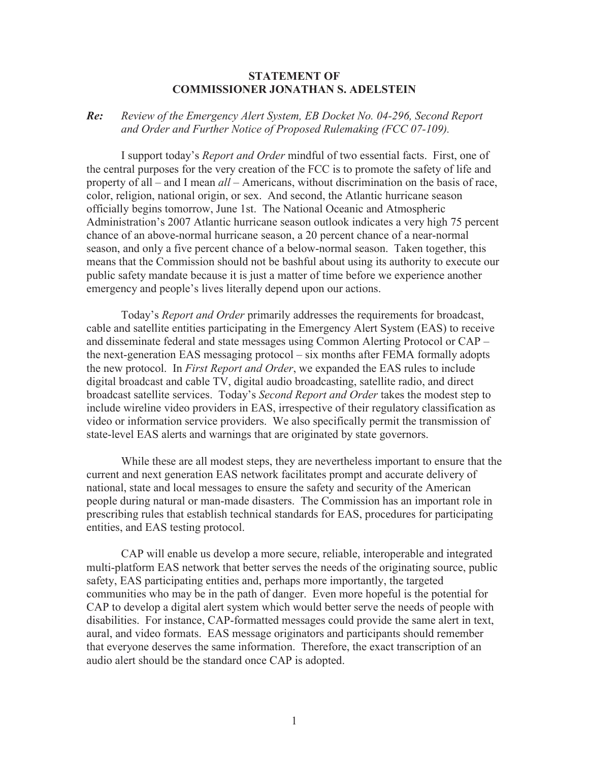**STATEMENT OF**
**COMMISSIONER JONATHAN S. ADELSTEIN**

***Re:*** *Review of the Emergency Alert System, EB Docket No. 04-296, Second Report and Order and Further Notice of Proposed Rulemaking (FCC 07-109).*

I support today's *Report and Order* mindful of two essential facts. First, one of the central purposes for the very creation of the FCC is to promote the safety of life and property of all – and I mean *all* – Americans, without discrimination on the basis of race, color, religion, national origin, or sex. And second, the Atlantic hurricane season officially begins tomorrow, June 1st. The National Oceanic and Atmospheric Administration's 2007 Atlantic hurricane season outlook indicates a very high 75 percent chance of an above-normal hurricane season, a 20 percent chance of a near-normal season, and only a five percent chance of a below-normal season. Taken together, this means that the Commission should not be bashful about using its authority to execute our public safety mandate because it is just a matter of time before we experience another emergency and people's lives literally depend upon our actions.

Today's *Report and Order* primarily addresses the requirements for broadcast, cable and satellite entities participating in the Emergency Alert System (EAS) to receive and disseminate federal and state messages using Common Alerting Protocol or CAP – the next-generation EAS messaging protocol – six months after FEMA formally adopts the new protocol. In *First Report and Order*, we expanded the EAS rules to include digital broadcast and cable TV, digital audio broadcasting, satellite radio, and direct broadcast satellite services. Today's *Second Report and Order* takes the modest step to include wireline video providers in EAS, irrespective of their regulatory classification as video or information service providers. We also specifically permit the transmission of state-level EAS alerts and warnings that are originated by state governors.

While these are all modest steps, they are nevertheless important to ensure that the current and next generation EAS network facilitates prompt and accurate delivery of national, state and local messages to ensure the safety and security of the American people during natural or man-made disasters. The Commission has an important role in prescribing rules that establish technical standards for EAS, procedures for participating entities, and EAS testing protocol.

CAP will enable us develop a more secure, reliable, interoperable and integrated multi-platform EAS network that better serves the needs of the originating source, public safety, EAS participating entities and, perhaps more importantly, the targeted communities who may be in the path of danger. Even more hopeful is the potential for CAP to develop a digital alert system which would better serve the needs of people with disabilities. For instance, CAP-formatted messages could provide the same alert in text, aural, and video formats. EAS message originators and participants should remember that everyone deserves the same information. Therefore, the exact transcription of an audio alert should be the standard once CAP is adopted.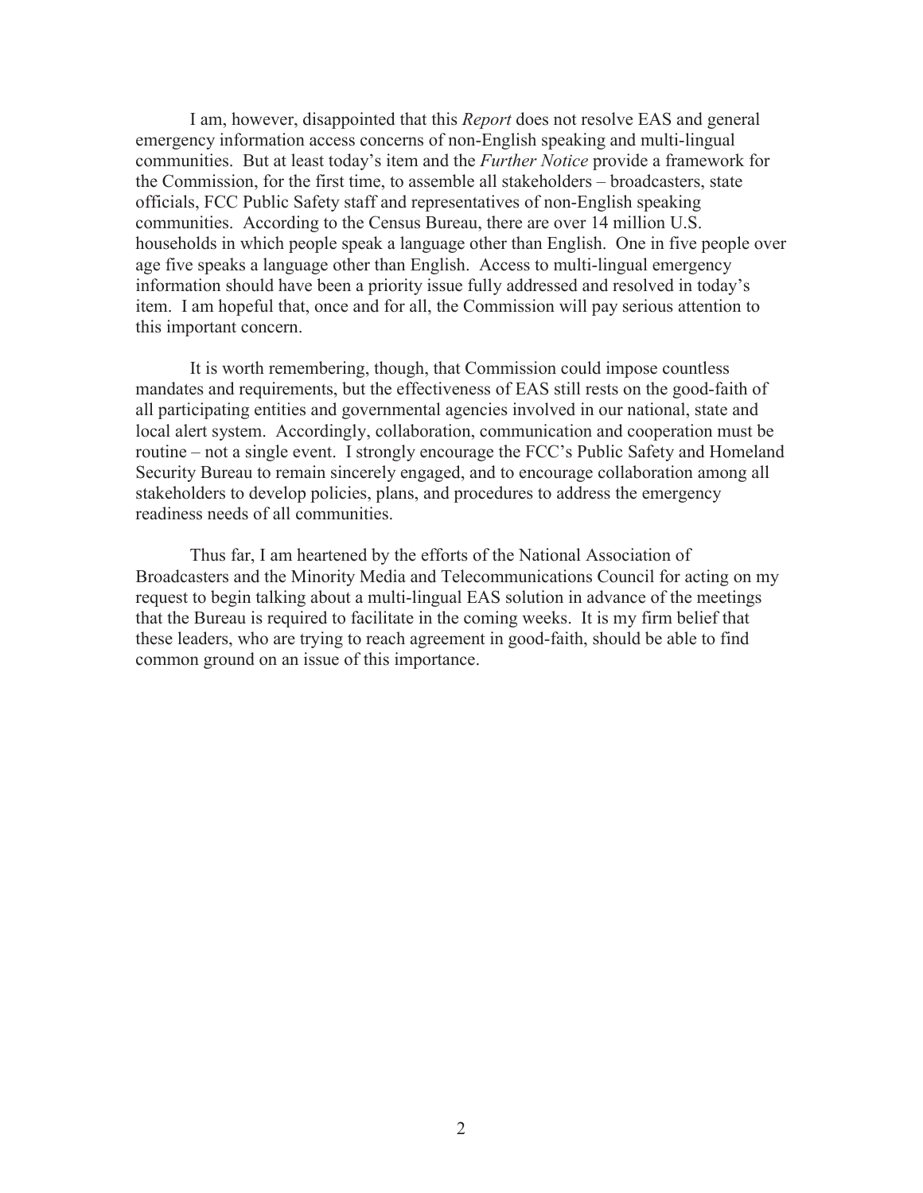I am, however, disappointed that this *Report* does not resolve EAS and general emergency information access concerns of non-English speaking and multi-lingual communities. But at least today's item and the *Further Notice* provide a framework for the Commission, for the first time, to assemble all stakeholders – broadcasters, state officials, FCC Public Safety staff and representatives of non-English speaking communities. According to the Census Bureau, there are over 14 million U.S. households in which people speak a language other than English. One in five people over age five speaks a language other than English. Access to multi-lingual emergency information should have been a priority issue fully addressed and resolved in today's item. I am hopeful that, once and for all, the Commission will pay serious attention to this important concern.

It is worth remembering, though, that Commission could impose countless mandates and requirements, but the effectiveness of EAS still rests on the good-faith of all participating entities and governmental agencies involved in our national, state and local alert system. Accordingly, collaboration, communication and cooperation must be routine – not a single event. I strongly encourage the FCC's Public Safety and Homeland Security Bureau to remain sincerely engaged, and to encourage collaboration among all stakeholders to develop policies, plans, and procedures to address the emergency readiness needs of all communities.

Thus far, I am heartened by the efforts of the National Association of Broadcasters and the Minority Media and Telecommunications Council for acting on my request to begin talking about a multi-lingual EAS solution in advance of the meetings that the Bureau is required to facilitate in the coming weeks. It is my firm belief that these leaders, who are trying to reach agreement in good-faith, should be able to find common ground on an issue of this importance.